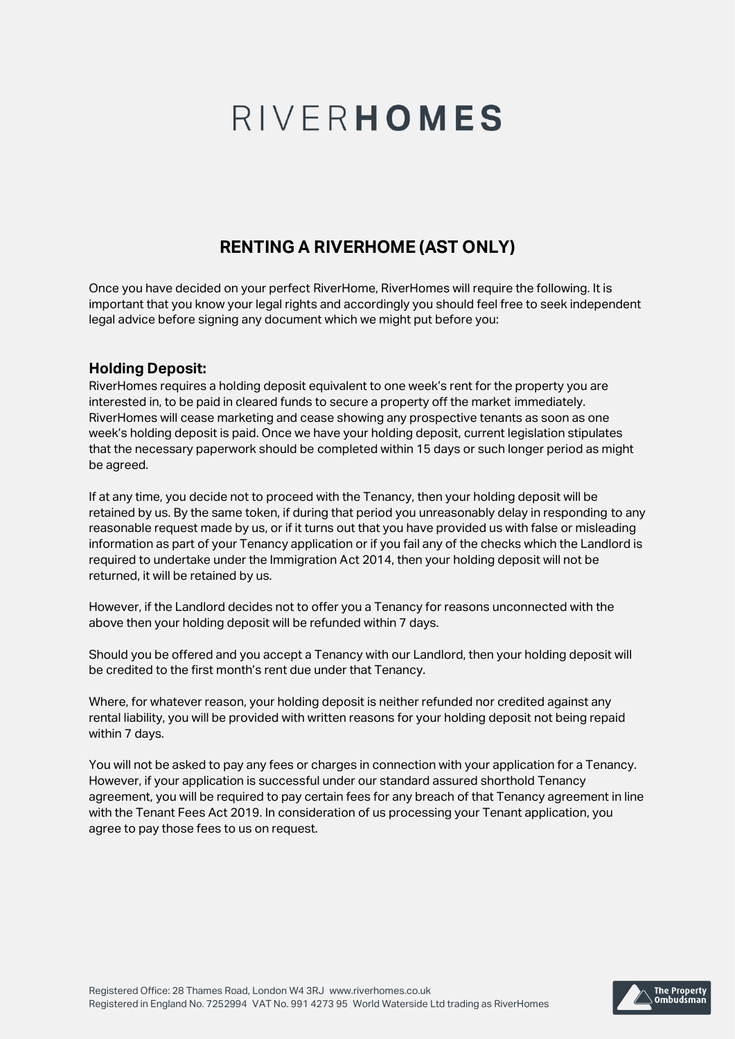# RIVERHOMES

## RENTING A RIVERHOME (AST ONLY)

Once you have decided on your perfect RiverHome, RiverHomes will require the following. It is important that you know your legal rights and accordingly you should feel free to seek independent legal advice before signing any document which we might put before you:

### Holding Deposit:

RiverHomes requires a holding deposit equivalent to one week's rent for the property you are interested in, to be paid in cleared funds to secure a property off the market immediately. RiverHomes will cease marketing and cease showing any prospective tenants as soon as one week's holding deposit is paid. Once we have your holding deposit, current legislation stipulates that the necessary paperwork should be completed within 15 days or such longer period as might be agreed.

If at any time, you decide not to proceed with the Tenancy, then your holding deposit will be retained by us. By the same token, if during that period you unreasonably delay in responding to any reasonable request made by us, or if it turns out that you have provided us with false or misleading information as part of your Tenancy application or if you fail any of the checks which the Landlord is required to undertake under the Immigration Act 2014, then your holding deposit will not be returned, it will be retained by us.

However, if the Landlord decides not to offer you a Tenancy for reasons unconnected with the above then your holding deposit will be refunded within 7 days.

Should you be offered and you accept a Tenancy with our Landlord, then your holding deposit will be credited to the first month's rent due under that Tenancy.

Where, for whatever reason, your holding deposit is neither refunded nor credited against any rental liability, you will be provided with written reasons for your holding deposit not being repaid within 7 days.

You will not be asked to pay any fees or charges in connection with your application for a Tenancy. However, if your application is successful under our standard assured shorthold Tenancy agreement, you will be required to pay certain fees for any breach of that Tenancy agreement in line with the Tenant Fees Act 2019. In consideration of us processing your Tenant application, you agree to pay those fees to us on request.

Registered Office: 28 Thames Road, London W4 3RJ www.riverhomes.co.uk
Registered in England No. 7252994 VAT No. 991 4273 95 World Waterside Ltd trading as RiverHomes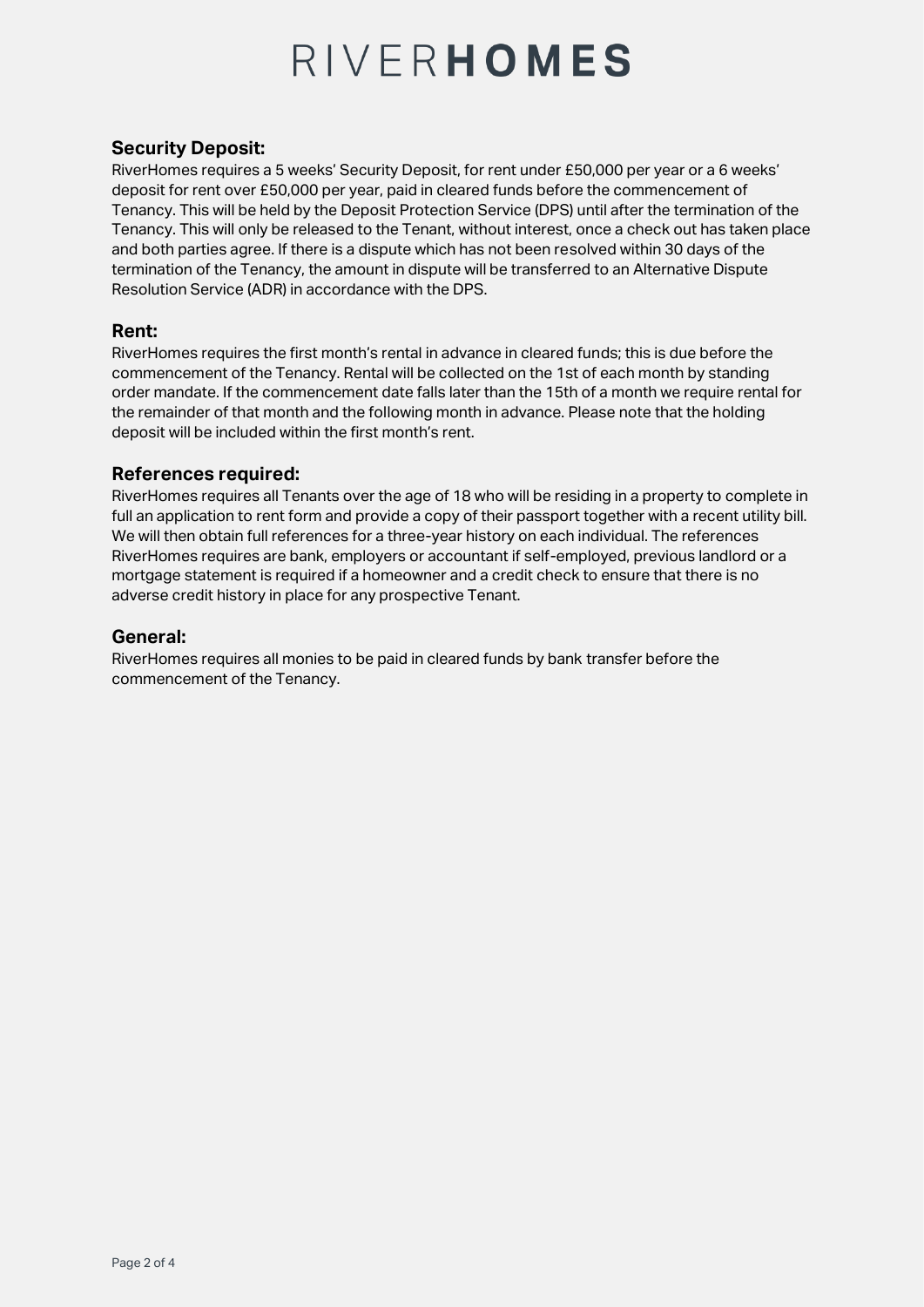# RIVERHOMES

## Security Deposit:

RiverHomes requires a 5 weeks' Security Deposit, for rent under £50,000 per year or a 6 weeks' deposit for rent over £50,000 per year, paid in cleared funds before the commencement of Tenancy. This will be held by the Deposit Protection Service (DPS) until after the termination of the Tenancy. This will only be released to the Tenant, without interest, once a check out has taken place and both parties agree. If there is a dispute which has not been resolved within 30 days of the termination of the Tenancy, the amount in dispute will be transferred to an Alternative Dispute Resolution Service (ADR) in accordance with the DPS.

## Rent:

RiverHomes requires the first month's rental in advance in cleared funds; this is due before the commencement of the Tenancy. Rental will be collected on the 1st of each month by standing order mandate. If the commencement date falls later than the 15th of a month we require rental for the remainder of that month and the following month in advance. Please note that the holding deposit will be included within the first month's rent.

## References required:

RiverHomes requires all Tenants over the age of 18 who will be residing in a property to complete in full an application to rent form and provide a copy of their passport together with a recent utility bill. We will then obtain full references for a three-year history on each individual. The references RiverHomes requires are bank, employers or accountant if self-employed, previous landlord or a mortgage statement is required if a homeowner and a credit check to ensure that there is no adverse credit history in place for any prospective Tenant.

## General:

RiverHomes requires all monies to be paid in cleared funds by bank transfer before the commencement of the Tenancy.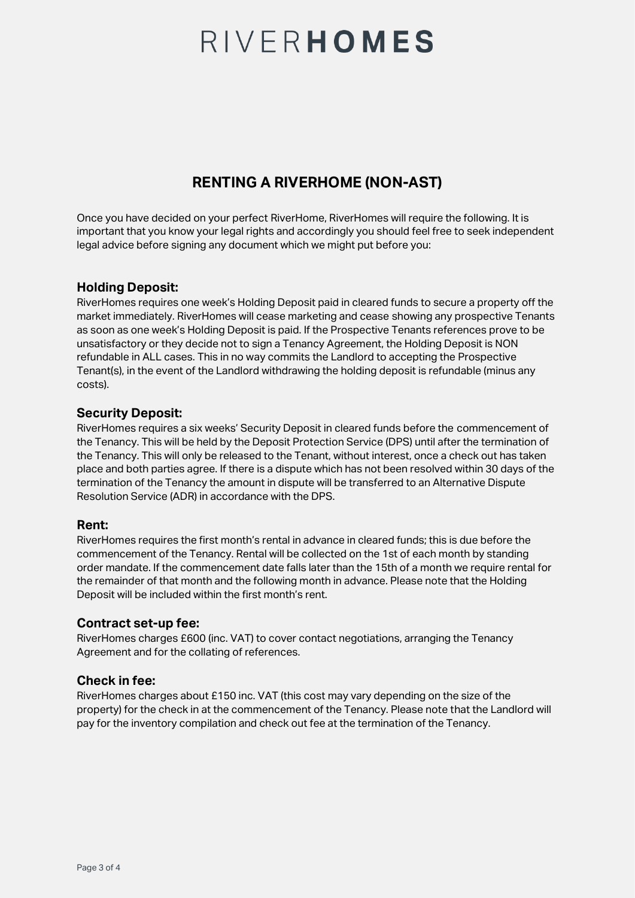# RIVERHOMES

## RENTING A RIVERHOME (NON-AST)

Once you have decided on your perfect RiverHome, RiverHomes will require the following. It is important that you know your legal rights and accordingly you should feel free to seek independent legal advice before signing any document which we might put before you:

### Holding Deposit:

RiverHomes requires one week's Holding Deposit paid in cleared funds to secure a property off the market immediately. RiverHomes will cease marketing and cease showing any prospective Tenants as soon as one week's Holding Deposit is paid. If the Prospective Tenants references prove to be unsatisfactory or they decide not to sign a Tenancy Agreement, the Holding Deposit is NON refundable in ALL cases. This in no way commits the Landlord to accepting the Prospective Tenant(s), in the event of the Landlord withdrawing the holding deposit is refundable (minus any costs).

### Security Deposit:

RiverHomes requires a six weeks' Security Deposit in cleared funds before the commencement of the Tenancy. This will be held by the Deposit Protection Service (DPS) until after the termination of the Tenancy. This will only be released to the Tenant, without interest, once a check out has taken place and both parties agree. If there is a dispute which has not been resolved within 30 days of the termination of the Tenancy the amount in dispute will be transferred to an Alternative Dispute Resolution Service (ADR) in accordance with the DPS.

### Rent:

RiverHomes requires the first month's rental in advance in cleared funds; this is due before the commencement of the Tenancy. Rental will be collected on the 1st of each month by standing order mandate. If the commencement date falls later than the 15th of a month we require rental for the remainder of that month and the following month in advance. Please note that the Holding Deposit will be included within the first month's rent.

### Contract set-up fee:

RiverHomes charges £600 (inc. VAT) to cover contact negotiations, arranging the Tenancy Agreement and for the collating of references.

### Check in fee:

RiverHomes charges about £150 inc. VAT (this cost may vary depending on the size of the property) for the check in at the commencement of the Tenancy. Please note that the Landlord will pay for the inventory compilation and check out fee at the termination of the Tenancy.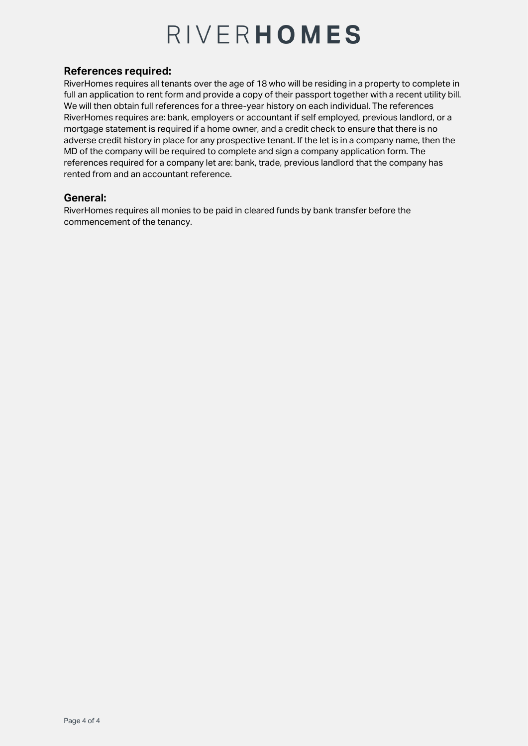## References required:

RiverHomes requires all tenants over the age of 18 who will be residing in a property to complete in full an application to rent form and provide a copy of their passport together with a recent utility bill. We will then obtain full references for a three-year history on each individual. The references RiverHomes requires are: bank, employers or accountant if self employed, previous landlord, or a mortgage statement is required if a home owner, and a credit check to ensure that there is no adverse credit history in place for any prospective tenant. If the let is in a company name, then the MD of the company will be required to complete and sign a company application form. The references required for a company let are: bank, trade, previous landlord that the company has rented from and an accountant reference.

## General:

RiverHomes requires all monies to be paid in cleared funds by bank transfer before the commencement of the tenancy.